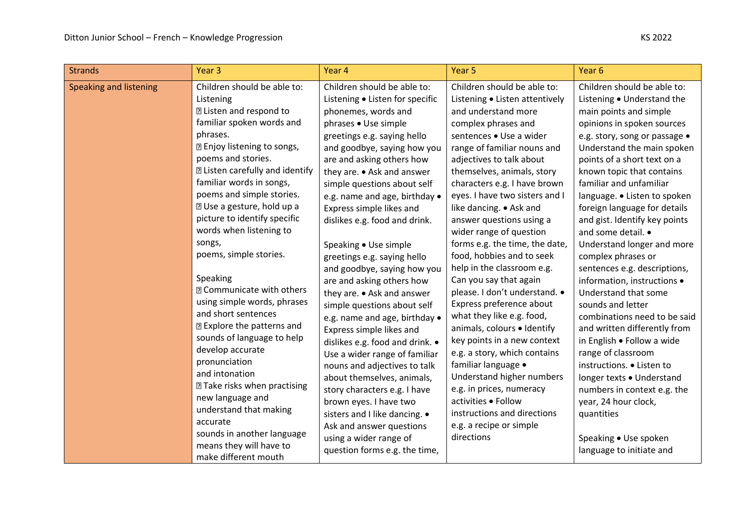| Strands | Year 3 | Year 4 | Year 5 | Year 6 |
|---|---|---|---|---|
| Speaking and listening | Children should be able to:<br>Listening<br>� Listen and respond to familiar spoken words and phrases.<br>� Enjoy listening to songs, poems and stories.<br>� Listen carefully and identify familiar words in songs, poems and simple stories.<br>� Use a gesture, hold up a picture to identify specific words when listening to songs, poems, simple stories.<br><br>Speaking<br>� Communicate with others using simple words, phrases and short sentences<br>� Explore the patterns and sounds of language to help develop accurate pronunciation and intonation<br>� Take risks when practising new language and understand that making accurate sounds in another language means they will have to make different mouth | Children should be able to:<br>Listening • Listen for specific phonemes, words and phrases • Use simple greetings e.g. saying hello and goodbye, saying how you are and asking others how they are. • Ask and answer simple questions about self e.g. name and age, birthday • Express simple likes and dislikes e.g. food and drink.<br><br>Speaking • Use simple greetings e.g. saying hello and goodbye, saying how you are and asking others how they are. • Ask and answer simple questions about self e.g. name and age, birthday • Express simple likes and dislikes e.g. food and drink. • Use a wider range of familiar nouns and adjectives to talk about themselves, animals, story characters e.g. I have brown eyes. I have two sisters and I like dancing. • Ask and answer questions using a wider range of question forms e.g. the time, | Children should be able to:<br>Listening • Listen attentively and understand more complex phrases and sentences • Use a wider range of familiar nouns and adjectives to talk about themselves, animals, story characters e.g. I have brown eyes. I have two sisters and I like dancing. • Ask and answer questions using a wider range of question forms e.g. the time, the date, food, hobbies and to seek help in the classroom e.g. Can you say that again please. I don't understand. • Express preference about what they like e.g. food, animals, colours • Identify key points in a new context e.g. a story, which contains familiar language • Understand higher numbers e.g. in prices, numeracy activities • Follow instructions and directions e.g. a recipe or simple directions | Children should be able to:<br>Listening • Understand the main points and simple opinions in spoken sources e.g. story, song or passage • Understand the main spoken points of a short text on a known topic that contains familiar and unfamiliar language. • Listen to spoken foreign language for details and gist. Identify key points and some detail. • Understand longer and more complex phrases or sentences e.g. descriptions, information, instructions • Understand that some sounds and letter combinations need to be said and written differently from in English • Follow a wide range of classroom instructions. • Listen to longer texts • Understand numbers in context e.g. the year, 24 hour clock, quantities<br><br>Speaking • Use spoken language to initiate and |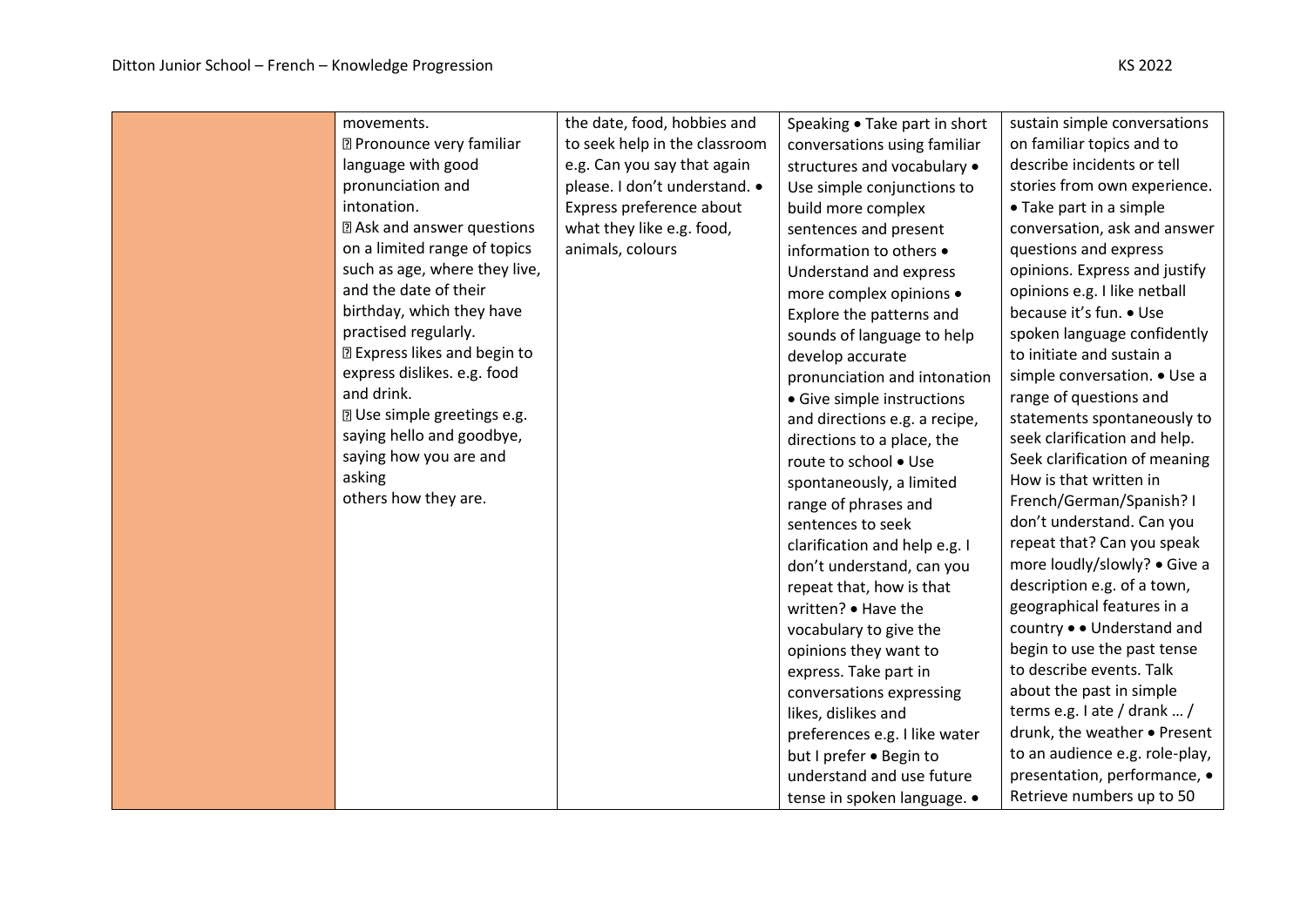| | | | | |
|---|---|---|---|---|
| | movements.<br>▯ Pronounce very familiar language with good pronunciation and intonation.<br>▯ Ask and answer questions on a limited range of topics such as age, where they live, and the date of their birthday, which they have practised regularly.<br>▯ Express likes and begin to express dislikes. e.g. food and drink.<br>▯ Use simple greetings e.g. saying hello and goodbye, saying how you are and asking<br>others how they are. | the date, food, hobbies and to seek help in the classroom e.g. Can you say that again please. I don't understand. • Express preference about what they like e.g. food, animals, colours | Speaking • Take part in short conversations using familiar structures and vocabulary • Use simple conjunctions to build more complex sentences and present information to others • Understand and express more complex opinions • Explore the patterns and sounds of language to help develop accurate pronunciation and intonation • Give simple instructions and directions e.g. a recipe, directions to a place, the route to school • Use spontaneously, a limited range of phrases and sentences to seek clarification and help e.g. I don't understand, can you repeat that, how is that written? • Have the vocabulary to give the opinions they want to express. Take part in conversations expressing likes, dislikes and preferences e.g. I like water but I prefer • Begin to understand and use future tense in spoken language. • | sustain simple conversations on familiar topics and to describe incidents or tell stories from own experience. • Take part in a simple conversation, ask and answer questions and express opinions. Express and justify opinions e.g. I like netball because it's fun. • Use spoken language confidently to initiate and sustain a simple conversation. • Use a range of questions and statements spontaneously to seek clarification and help. Seek clarification of meaning How is that written in French/German/Spanish? I don't understand. Can you repeat that? Can you speak more loudly/slowly? • Give a description e.g. of a town, geographical features in a country • • Understand and begin to use the past tense to describe events. Talk about the past in simple terms e.g. I ate / drank … / drunk, the weather • Present to an audience e.g. role-play, presentation, performance, • Retrieve numbers up to 50 |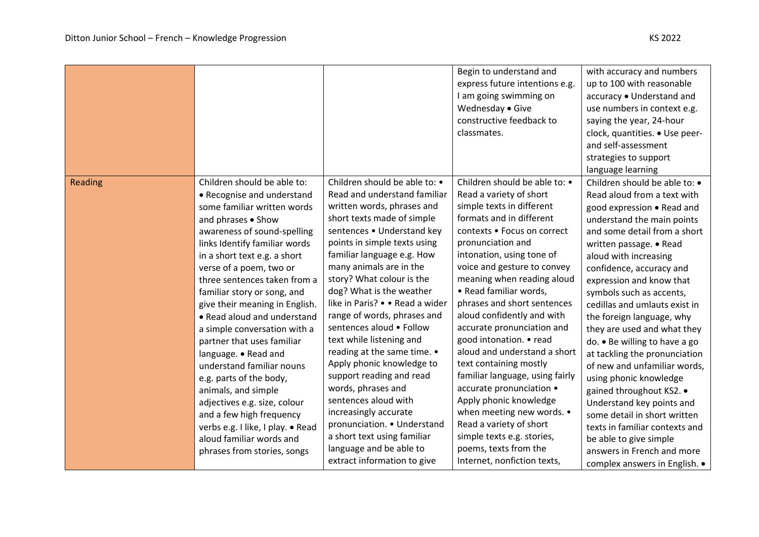| | | | | |
|---|---|---|---|---|
| | | | Begin to understand and express future intentions e.g. I am going swimming on Wednesday • Give constructive feedback to classmates. | with accuracy and numbers up to 100 with reasonable accuracy • Understand and use numbers in context e.g. saying the year, 24-hour clock, quantities. • Use peer- and self-assessment strategies to support language learning |
| Reading | Children should be able to: • Recognise and understand some familiar written words and phrases • Show awareness of sound-spelling links Identify familiar words in a short text e.g. a short verse of a poem, two or three sentences taken from a familiar story or song, and give their meaning in English. • Read aloud and understand a simple conversation with a partner that uses familiar language. • Read and understand familiar nouns e.g. parts of the body, animals, and simple adjectives e.g. size, colour and a few high frequency verbs e.g. I like, I play. • Read aloud familiar words and phrases from stories, songs | Children should be able to: • Read and understand familiar written words, phrases and short texts made of simple sentences • Understand key points in simple texts using familiar language e.g. How many animals are in the story? What colour is the dog? What is the weather like in Paris? • • Read a wider range of words, phrases and sentences aloud • Follow text while listening and reading at the same time. • Apply phonic knowledge to support reading and read words, phrases and sentences aloud with increasingly accurate pronunciation. • Understand a short text using familiar language and be able to extract information to give | Children should be able to: • Read a variety of short simple texts in different formats and in different contexts • Focus on correct pronunciation and intonation, using tone of voice and gesture to convey meaning when reading aloud • Read familiar words, phrases and short sentences aloud confidently and with accurate pronunciation and good intonation. • read aloud and understand a short text containing mostly familiar language, using fairly accurate pronunciation • Apply phonic knowledge when meeting new words. • Read a variety of short simple texts e.g. stories, poems, texts from the Internet, nonfiction texts, | Children should be able to: • Read aloud from a text with good expression • Read and understand the main points and some detail from a short written passage. • Read aloud with increasing confidence, accuracy and expression and know that symbols such as accents, cedillas and umlauts exist in the foreign language, why they are used and what they do. • Be willing to have a go at tackling the pronunciation of new and unfamiliar words, using phonic knowledge gained throughout KS2. • Understand key points and some detail in short written texts in familiar contexts and be able to give simple answers in French and more complex answers in English. • |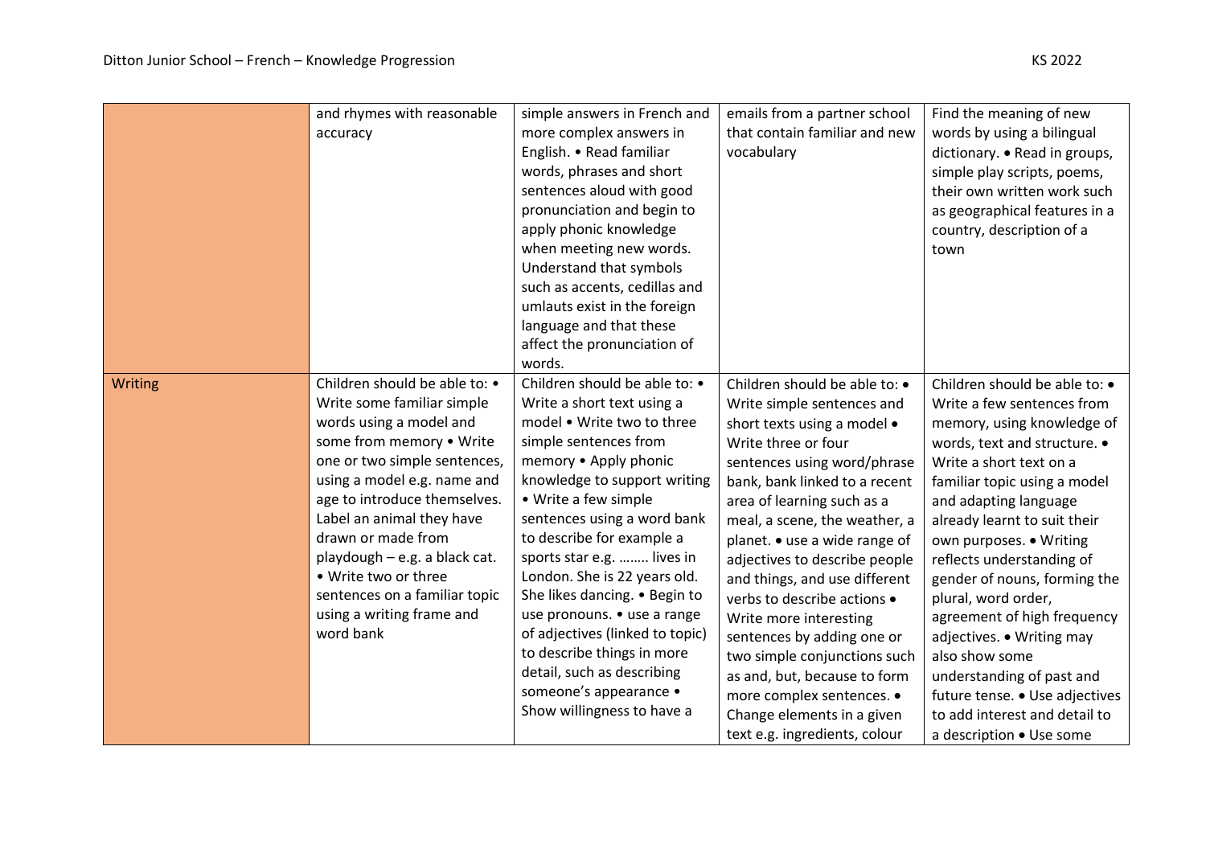|  |  |  |  |  |
|---|---|---|---|---|
|  | and rhymes with reasonable accuracy | simple answers in French and more complex answers in English. • Read familiar words, phrases and short sentences aloud with good pronunciation and begin to apply phonic knowledge when meeting new words. Understand that symbols such as accents, cedillas and umlauts exist in the foreign language and that these affect the pronunciation of words. | emails from a partner school that contain familiar and new vocabulary | Find the meaning of new words by using a bilingual dictionary. • Read in groups, simple play scripts, poems, their own written work such as geographical features in a country, description of a town |
| Writing | Children should be able to: • Write some familiar simple words using a model and some from memory • Write one or two simple sentences, using a model e.g. name and age to introduce themselves. Label an animal they have drawn or made from playdough – e.g. a black cat. • Write two or three sentences on a familiar topic using a writing frame and word bank | Children should be able to: • Write a short text using a model • Write two to three simple sentences from memory • Apply phonic knowledge to support writing • Write a few simple sentences using a word bank to describe for example a sports star e.g. …….. lives in London. She is 22 years old. She likes dancing. • Begin to use pronouns. • use a range of adjectives (linked to topic) to describe things in more detail, such as describing someone's appearance • Show willingness to have a | Children should be able to: • Write simple sentences and short texts using a model • Write three or four sentences using word/phrase bank, bank linked to a recent area of learning such as a meal, a scene, the weather, a planet. • use a wide range of adjectives to describe people and things, and use different verbs to describe actions • Write more interesting sentences by adding one or two simple conjunctions such as and, but, because to form more complex sentences. • Change elements in a given text e.g. ingredients, colour | Children should be able to: • Write a few sentences from memory, using knowledge of words, text and structure. • Write a short text on a familiar topic using a model and adapting language already learnt to suit their own purposes. • Writing reflects understanding of gender of nouns, forming the plural, word order, agreement of high frequency adjectives. • Writing may also show some understanding of past and future tense. • Use adjectives to add interest and detail to a description • Use some |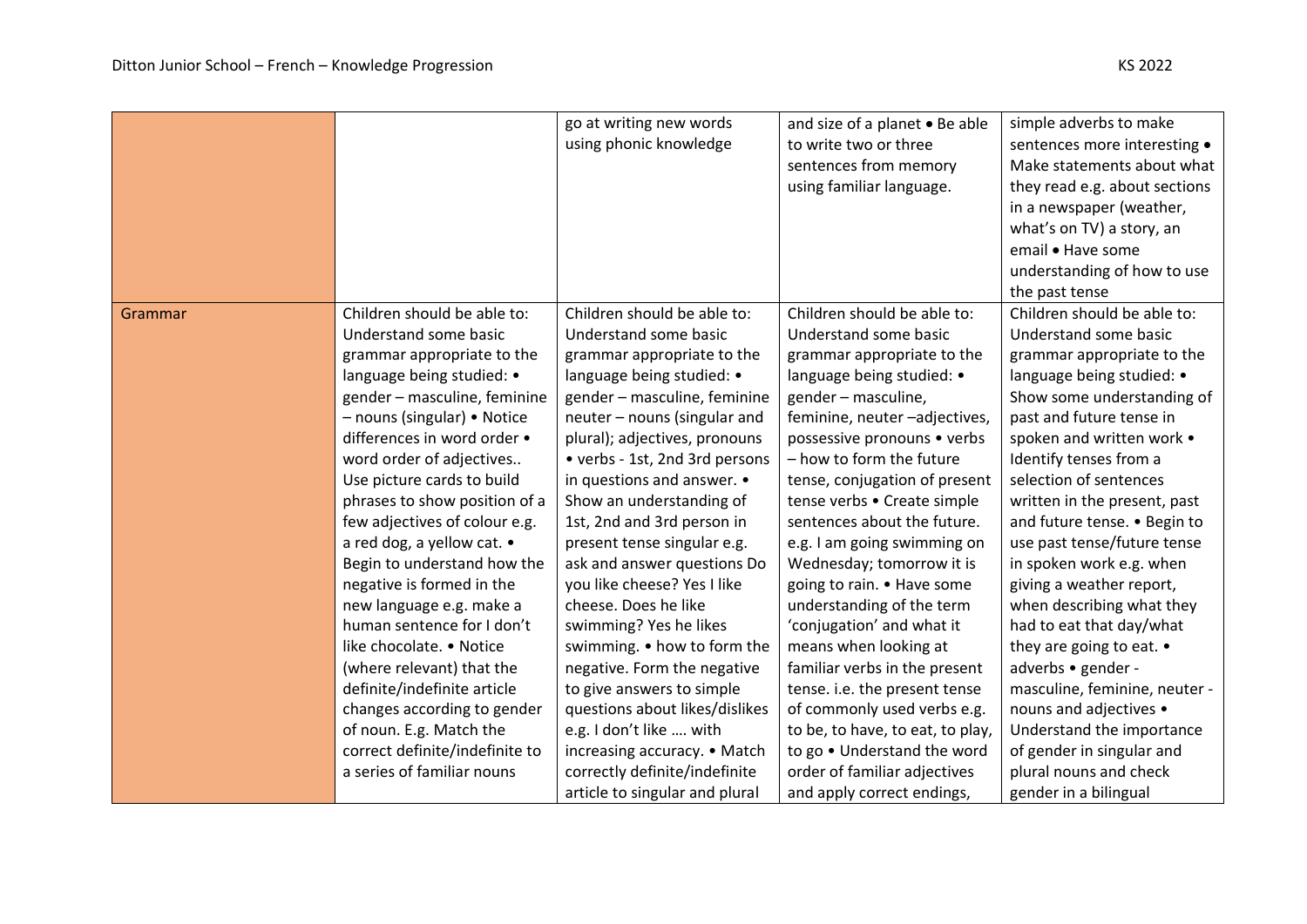|  |  |  |  |  |
|---|---|---|---|---|
|  |  | go at writing new words using phonic knowledge | and size of a planet • Be able to write two or three sentences from memory using familiar language. | simple adverbs to make sentences more interesting • Make statements about what they read e.g. about sections in a newspaper (weather, what's on TV) a story, an email • Have some understanding of how to use the past tense |
| Grammar | Children should be able to: Understand some basic grammar appropriate to the language being studied: • gender – masculine, feminine – nouns (singular) • Notice differences in word order • word order of adjectives.. Use picture cards to build phrases to show position of a few adjectives of colour e.g. a red dog, a yellow cat. • Begin to understand how the negative is formed in the new language e.g. make a human sentence for I don't like chocolate. • Notice (where relevant) that the definite/indefinite article changes according to gender of noun. E.g. Match the correct definite/indefinite to a series of familiar nouns | Children should be able to: Understand some basic grammar appropriate to the language being studied: • gender – masculine, feminine neuter – nouns (singular and plural); adjectives, pronouns • verbs - 1st, 2nd 3rd persons in questions and answer. • Show an understanding of 1st, 2nd and 3rd person in present tense singular e.g. ask and answer questions Do you like cheese? Yes I like cheese. Does he like swimming? Yes he likes swimming. • how to form the negative. Form the negative to give answers to simple questions about likes/dislikes e.g. I don't like …. with increasing accuracy. • Match correctly definite/indefinite article to singular and plural | Children should be able to: Understand some basic grammar appropriate to the language being studied: • gender – masculine, feminine, neuter –adjectives, possessive pronouns • verbs – how to form the future tense, conjugation of present tense verbs • Create simple sentences about the future. e.g. I am going swimming on Wednesday; tomorrow it is going to rain. • Have some understanding of the term 'conjugation' and what it means when looking at familiar verbs in the present tense. i.e. the present tense of commonly used verbs e.g. to be, to have, to eat, to play, to go • Understand the word order of familiar adjectives and apply correct endings, | Children should be able to: Understand some basic grammar appropriate to the language being studied: • Show some understanding of past and future tense in spoken and written work • Identify tenses from a selection of sentences written in the present, past and future tense. • Begin to use past tense/future tense in spoken work e.g. when giving a weather report, when describing what they had to eat that day/what they are going to eat. • adverbs • gender - masculine, feminine, neuter - nouns and adjectives • Understand the importance of gender in singular and plural nouns and check gender in a bilingual |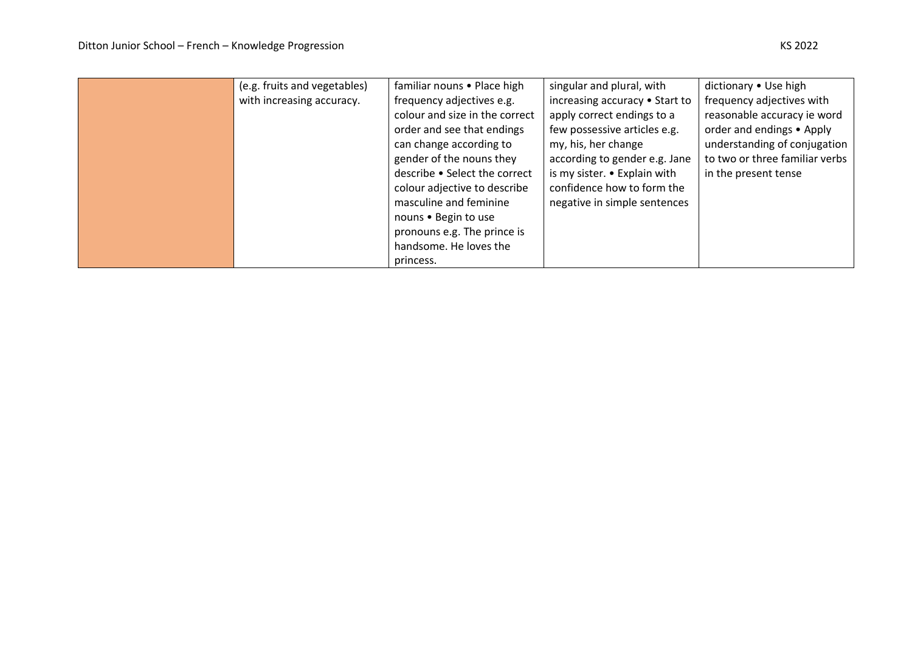| | | | | |
|---|---|---|---|---|
| | (e.g. fruits and vegetables) with increasing accuracy. | familiar nouns • Place high frequency adjectives e.g. colour and size in the correct order and see that endings can change according to gender of the nouns they describe • Select the correct colour adjective to describe masculine and feminine nouns • Begin to use pronouns e.g. The prince is handsome. He loves the princess. | singular and plural, with increasing accuracy • Start to apply correct endings to a few possessive articles e.g. my, his, her change according to gender e.g. Jane is my sister. • Explain with confidence how to form the negative in simple sentences | dictionary • Use high frequency adjectives with reasonable accuracy ie word order and endings • Apply understanding of conjugation to two or three familiar verbs in the present tense |